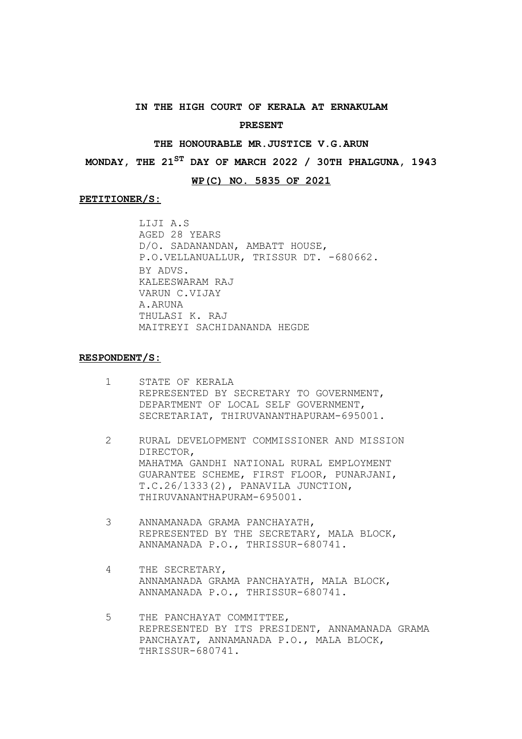**IN THE HIGH COURT OF KERALA AT ERNAKULAM**

**PRESENT**

**THE HONOURABLE MR.JUSTICE V.G.ARUN**

**MONDAY, THE 21$^{ST}$ DAY OF MARCH 2022 / 30TH PHALGUNA, 1943**

**WP(C) NO. 5835 OF 2021**

**PETITIONER/S:**

LIJI A.S
AGED 28 YEARS
D/O. SADANANDAN, AMBATT HOUSE,
P.O.VELLANUALLUR, TRISSUR DT. -680662.
BY ADVS.
KALEESWARAM RAJ
VARUN C.VIJAY
A.ARUNA
THULASI K. RAJ
MAITREYI SACHIDANANDA HEGDE

**RESPONDENT/S:**

1. STATE OF KERALA
REPRESENTED BY SECRETARY TO GOVERNMENT,
DEPARTMENT OF LOCAL SELF GOVERNMENT,
SECRETARIAT, THIRUVANANTHAPURAM-695001.

2. RURAL DEVELOPMENT COMMISSIONER AND MISSION DIRECTOR,
MAHATMA GANDHI NATIONAL RURAL EMPLOYMENT GUARANTEE SCHEME, FIRST FLOOR, PUNARJANI,
T.C.26/1333(2), PANAVILA JUNCTION,
THIRUVANANTHAPURAM-695001.

3. ANNAMANADA GRAMA PANCHAYATH,
REPRESENTED BY THE SECRETARY, MALA BLOCK,
ANNAMANADA P.O., THRISSUR-680741.

4. THE SECRETARY,
ANNAMANADA GRAMA PANCHAYATH, MALA BLOCK,
ANNAMANADA P.O., THRISSUR-680741.

5. THE PANCHAYAT COMMITTEE,
REPRESENTED BY ITS PRESIDENT, ANNAMANADA GRAMA PANCHAYAT, ANNAMANADA P.O., MALA BLOCK,
THRISSUR-680741.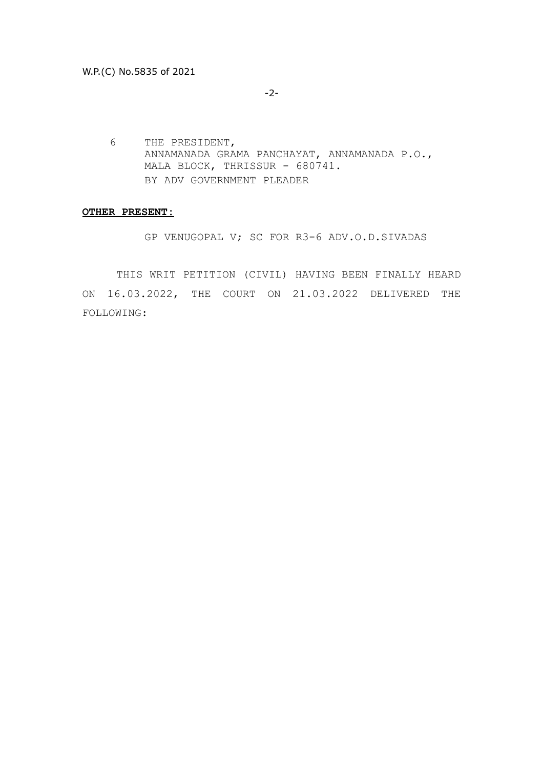6 THE PRESIDENT,
ANNAMANADA GRAMA PANCHAYAT, ANNAMANADA P.O.,
MALA BLOCK, THRISSUR - 680741.
BY ADV GOVERNMENT PLEADER

**OTHER PRESENT:**

GP VENUGOPAL V; SC FOR R3-6 ADV.O.D.SIVADAS

THIS WRIT PETITION (CIVIL) HAVING BEEN FINALLY HEARD ON 16.03.2022, THE COURT ON 21.03.2022 DELIVERED THE FOLLOWING: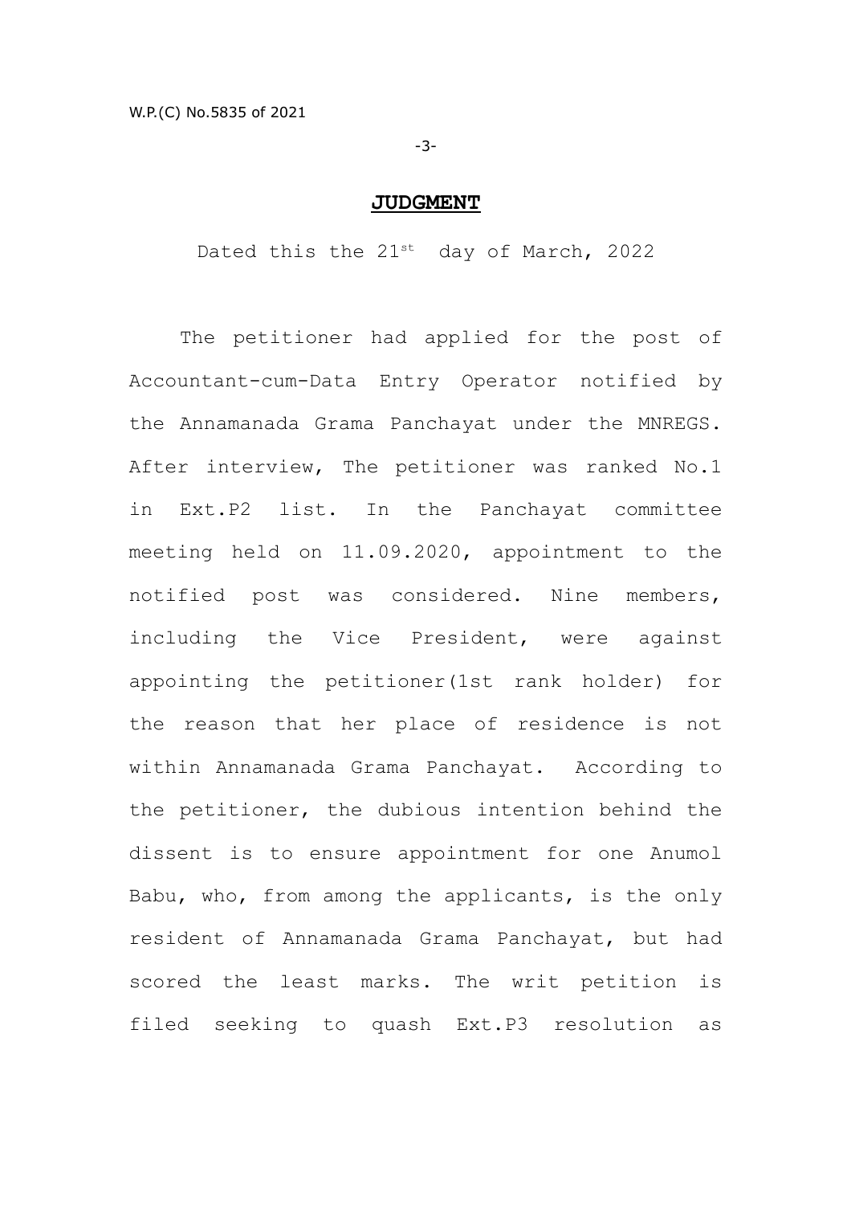## JUDGMENT

Dated this the 21st day of March, 2022

The petitioner had applied for the post of Accountant-cum-Data Entry Operator notified by the Annamanada Grama Panchayat under the MNREGS. After interview, The petitioner was ranked No.1 in Ext.P2 list. In the Panchayat committee meeting held on 11.09.2020, appointment to the notified post was considered. Nine members, including the Vice President, were against appointing the petitioner(1st rank holder) for the reason that her place of residence is not within Annamanada Grama Panchayat. According to the petitioner, the dubious intention behind the dissent is to ensure appointment for one Anumol Babu, who, from among the applicants, is the only resident of Annamanada Grama Panchayat, but had scored the least marks. The writ petition is filed seeking to quash Ext.P3 resolution as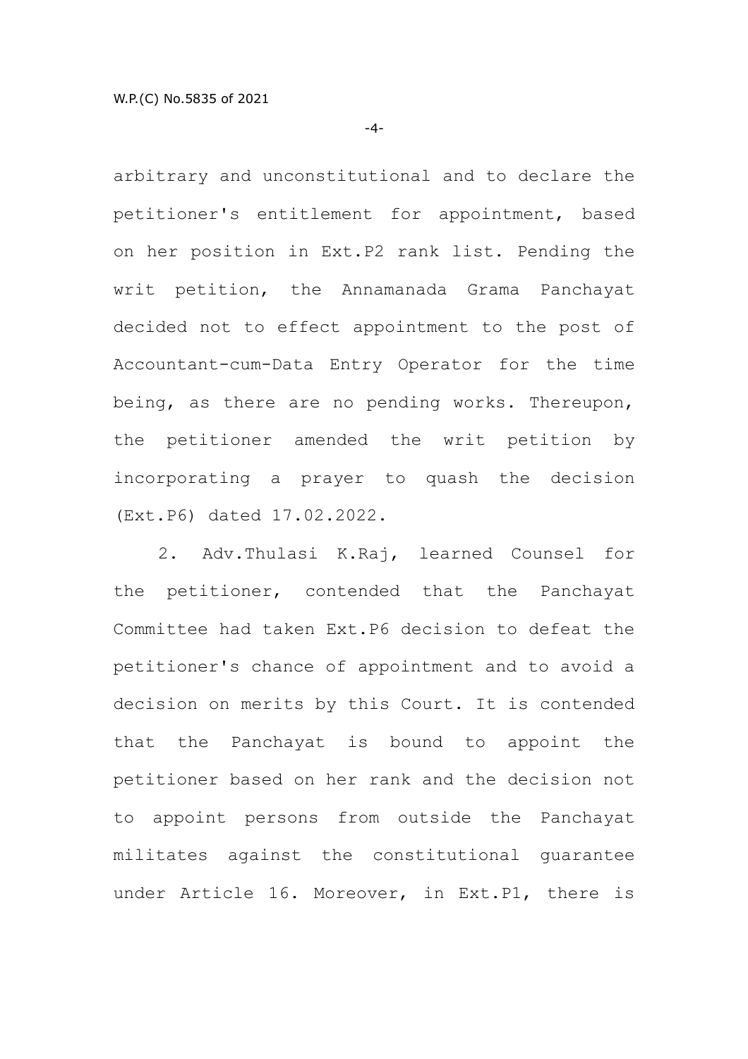arbitrary and unconstitutional and to declare the petitioner's entitlement for appointment, based on her position in Ext.P2 rank list. Pending the writ petition, the Annamanada Grama Panchayat decided not to effect appointment to the post of Accountant-cum-Data Entry Operator for the time being, as there are no pending works. Thereupon, the petitioner amended the writ petition by incorporating a prayer to quash the decision (Ext.P6) dated 17.02.2022.

2. Adv.Thulasi K.Raj, learned Counsel for the petitioner, contended that the Panchayat Committee had taken Ext.P6 decision to defeat the petitioner's chance of appointment and to avoid a decision on merits by this Court. It is contended that the Panchayat is bound to appoint the petitioner based on her rank and the decision not to appoint persons from outside the Panchayat militates against the constitutional guarantee under Article 16. Moreover, in Ext.P1, there is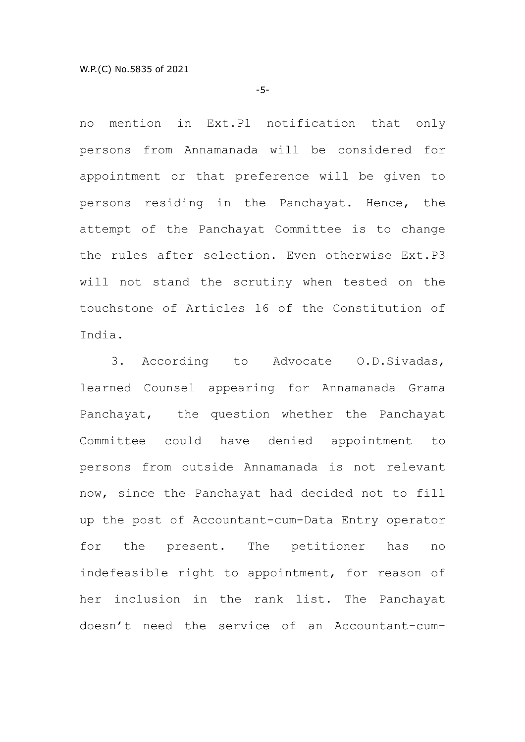no mention in Ext.P1 notification that only persons from Annamanada will be considered for appointment or that preference will be given to persons residing in the Panchayat. Hence, the attempt of the Panchayat Committee is to change the rules after selection. Even otherwise Ext.P3 will not stand the scrutiny when tested on the touchstone of Articles 16 of the Constitution of India.

3. According to Advocate O.D.Sivadas, learned Counsel appearing for Annamanada Grama Panchayat, the question whether the Panchayat Committee could have denied appointment to persons from outside Annamanada is not relevant now, since the Panchayat had decided not to fill up the post of Accountant-cum-Data Entry operator for the present. The petitioner has no indefeasible right to appointment, for reason of her inclusion in the rank list. The Panchayat doesn’t need the service of an Accountant-cum-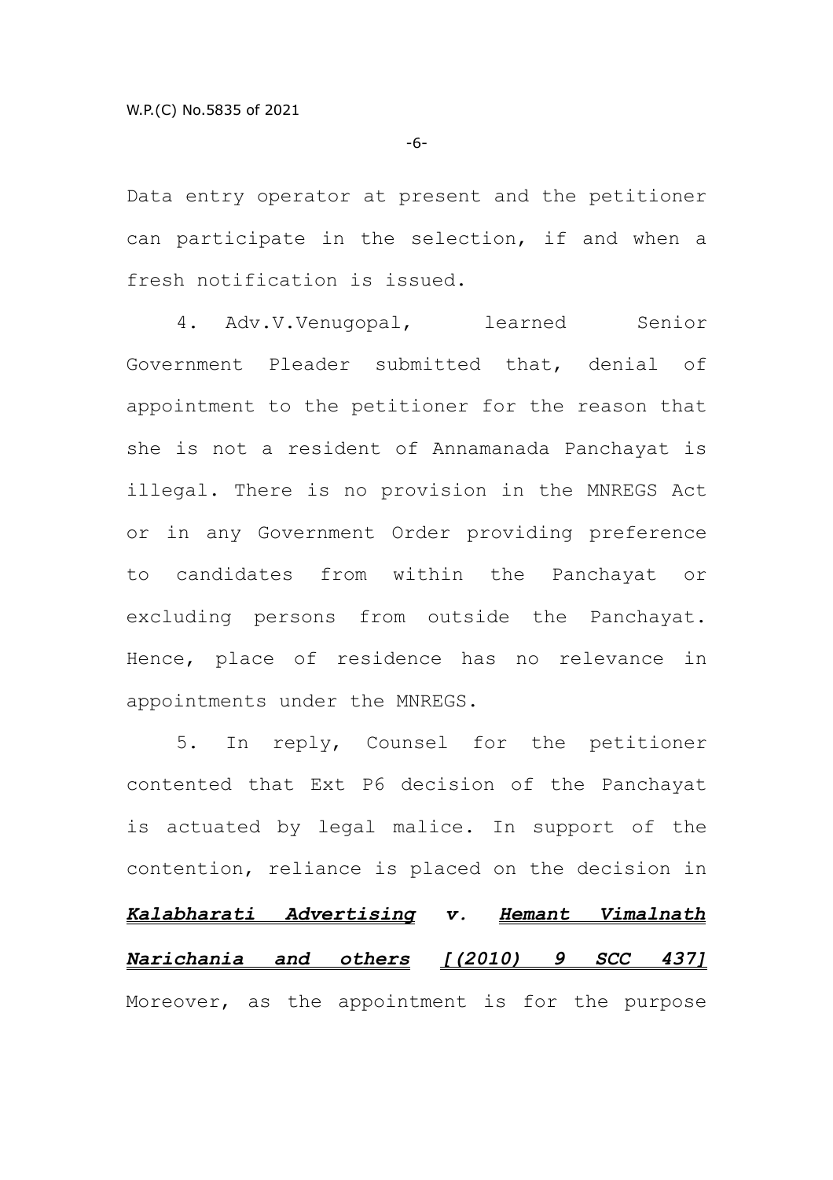Data entry operator at present and the petitioner can participate in the selection, if and when a fresh notification is issued.

4. Adv.V.Venugopal, learned Senior Government Pleader submitted that, denial of appointment to the petitioner for the reason that she is not a resident of Annamanada Panchayat is illegal. There is no provision in the MNREGS Act or in any Government Order providing preference to candidates from within the Panchayat or excluding persons from outside the Panchayat. Hence, place of residence has no relevance in appointments under the MNREGS.

5. In reply, Counsel for the petitioner contented that Ext P6 decision of the Panchayat is actuated by legal malice. In support of the contention, reliance is placed on the decision in ***Kalabharati Advertising v. Hemant Vimalnath Narichania and others [(2010) 9 SCC 437]*** Moreover, as the appointment is for the purpose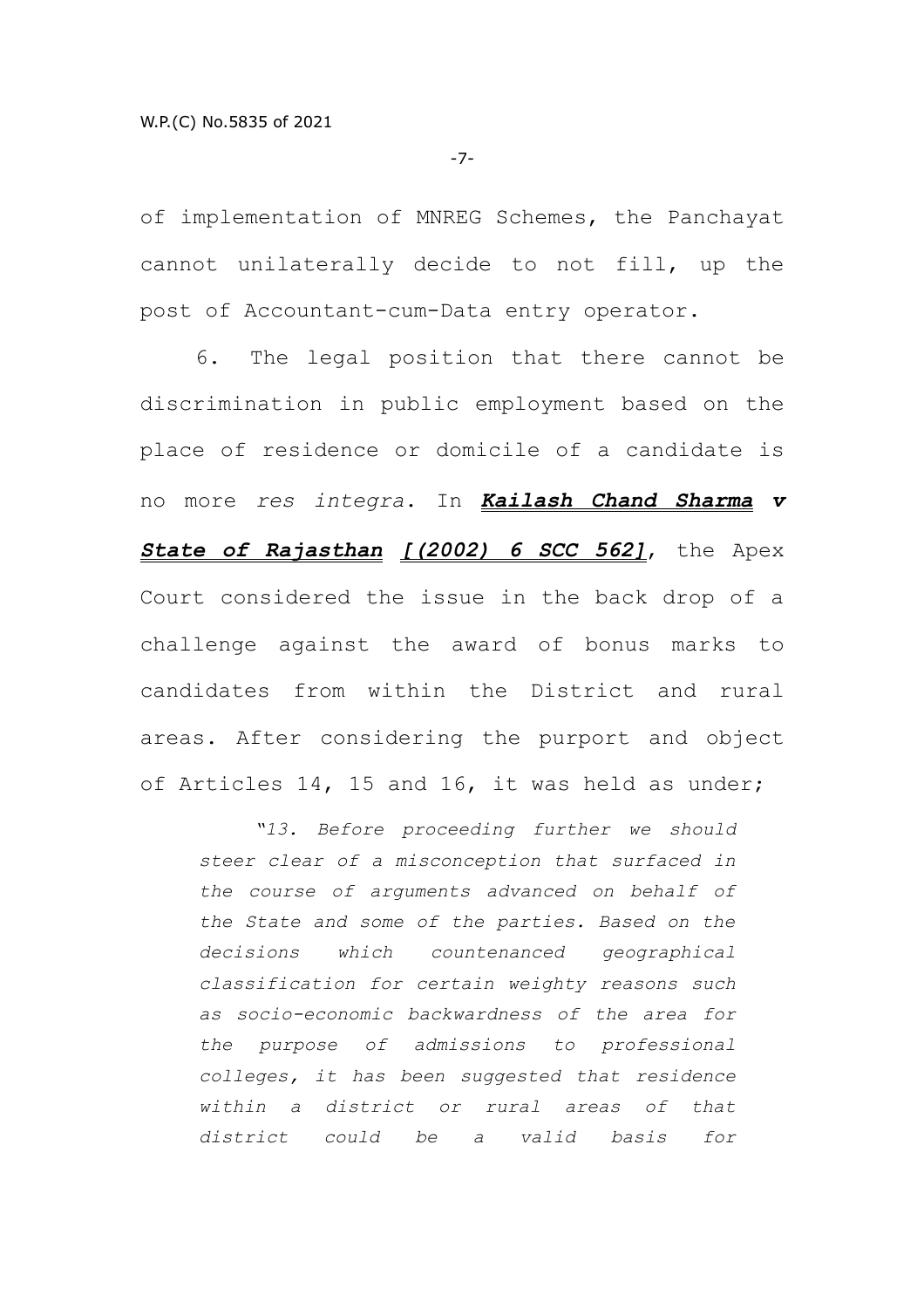of implementation of MNREG Schemes, the Panchayat cannot unilaterally decide to not fill, up the post of Accountant-cum-Data entry operator.

6. The legal position that there cannot be discrimination in public employment based on the place of residence or domicile of a candidate is no more *res integra*. In ***Kailash Chand Sharma v State of Rajasthan*** ***[(2002) 6 SCC 562]***, the Apex Court considered the issue in the back drop of a challenge against the award of bonus marks to candidates from within the District and rural areas. After considering the purport and object of Articles 14, 15 and 16, it was held as under;

> *"13. Before proceeding further we should steer clear of a misconception that surfaced in the course of arguments advanced on behalf of the State and some of the parties. Based on the decisions which countenanced geographical classification for certain weighty reasons such as socio-economic backwardness of the area for the purpose of admissions to professional colleges, it has been suggested that residence within a district or rural areas of that district could be a valid basis for*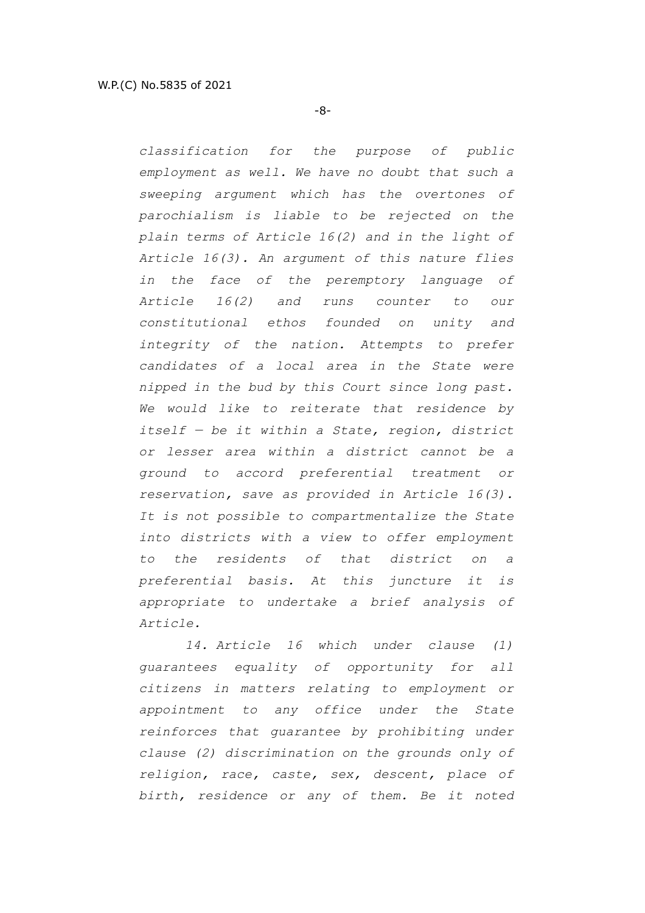*classification for the purpose of public employment as well. We have no doubt that such a sweeping argument which has the overtones of parochialism is liable to be rejected on the plain terms of Article 16(2) and in the light of Article 16(3). An argument of this nature flies in the face of the peremptory language of Article 16(2) and runs counter to our constitutional ethos founded on unity and integrity of the nation. Attempts to prefer candidates of a local area in the State were nipped in the bud by this Court since long past. We would like to reiterate that residence by itself — be it within a State, region, district or lesser area within a district cannot be a ground to accord preferential treatment or reservation, save as provided in Article 16(3). It is not possible to compartmentalize the State into districts with a view to offer employment to the residents of that district on a preferential basis. At this juncture it is appropriate to undertake a brief analysis of Article.*

*14. Article 16 which under clause (1) guarantees equality of opportunity for all citizens in matters relating to employment or appointment to any office under the State reinforces that guarantee by prohibiting under clause (2) discrimination on the grounds only of religion, race, caste, sex, descent, place of birth, residence or any of them. Be it noted*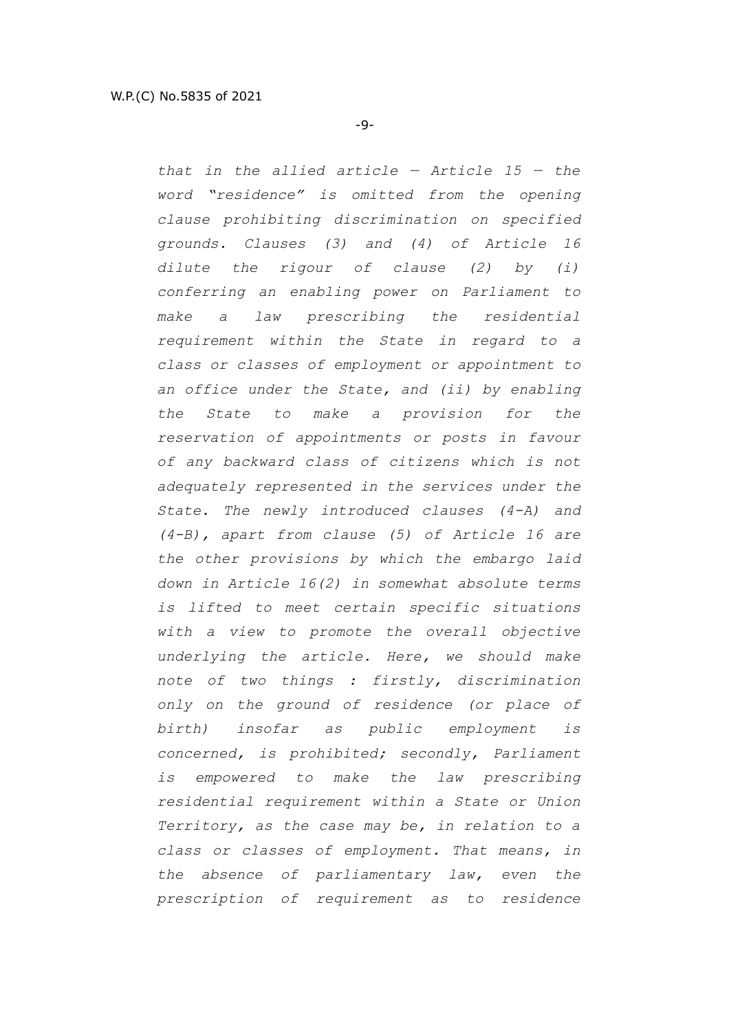*that in the allied article — Article 15 — the word "residence" is omitted from the opening clause prohibiting discrimination on specified grounds. Clauses (3) and (4) of Article 16 dilute the rigour of clause (2) by (i) conferring an enabling power on Parliament to make a law prescribing the residential requirement within the State in regard to a class or classes of employment or appointment to an office under the State, and (ii) by enabling the State to make a provision for the reservation of appointments or posts in favour of any backward class of citizens which is not adequately represented in the services under the State. The newly introduced clauses (4-A) and (4-B), apart from clause (5) of Article 16 are the other provisions by which the embargo laid down in Article 16(2) in somewhat absolute terms is lifted to meet certain specific situations with a view to promote the overall objective underlying the article. Here, we should make note of two things : firstly, discrimination only on the ground of residence (or place of birth) insofar as public employment is concerned, is prohibited; secondly, Parliament is empowered to make the law prescribing residential requirement within a State or Union Territory, as the case may be, in relation to a class or classes of employment. That means, in the absence of parliamentary law, even the prescription of requirement as to residence*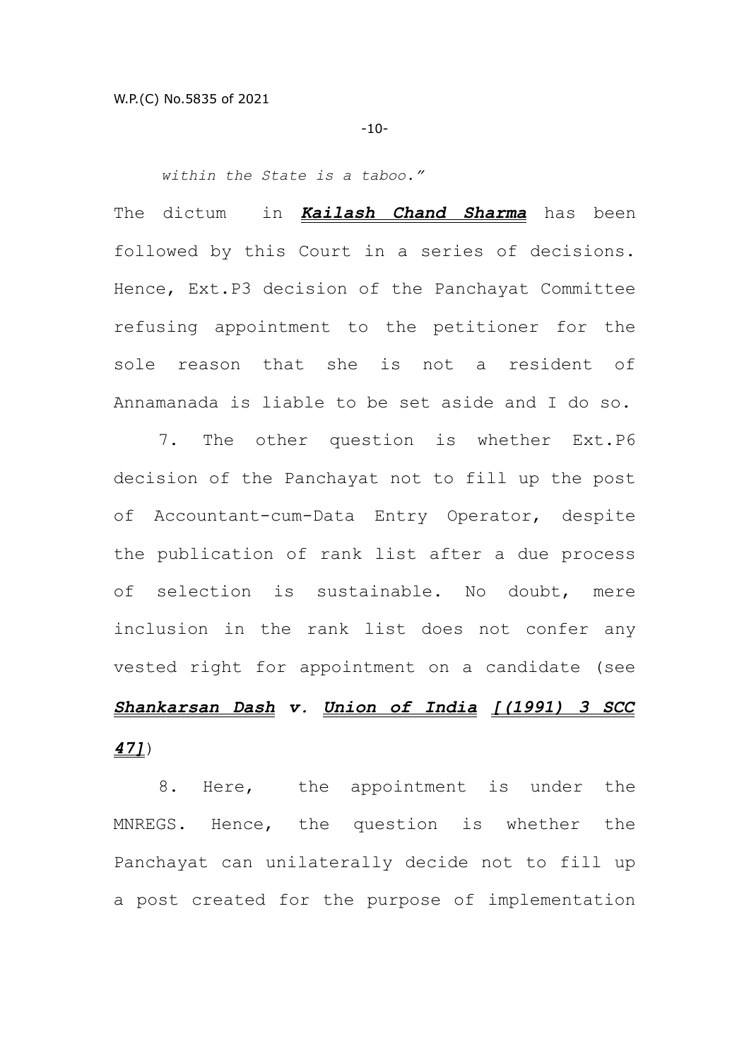*within the State is a taboo."*

The dictum in ***Kailash Chand Sharma*** has been followed by this Court in a series of decisions. Hence, Ext.P3 decision of the Panchayat Committee refusing appointment to the petitioner for the sole reason that she is not a resident of Annamanada is liable to be set aside and I do so.

7. The other question is whether Ext.P6 decision of the Panchayat not to fill up the post of Accountant-cum-Data Entry Operator, despite the publication of rank list after a due process of selection is sustainable. No doubt, mere inclusion in the rank list does not confer any vested right for appointment on a candidate (see ***Shankarsan Dash v. Union of India [(1991) 3 SCC 47]***)

8. Here, the appointment is under the MNREGS. Hence, the question is whether the Panchayat can unilaterally decide not to fill up a post created for the purpose of implementation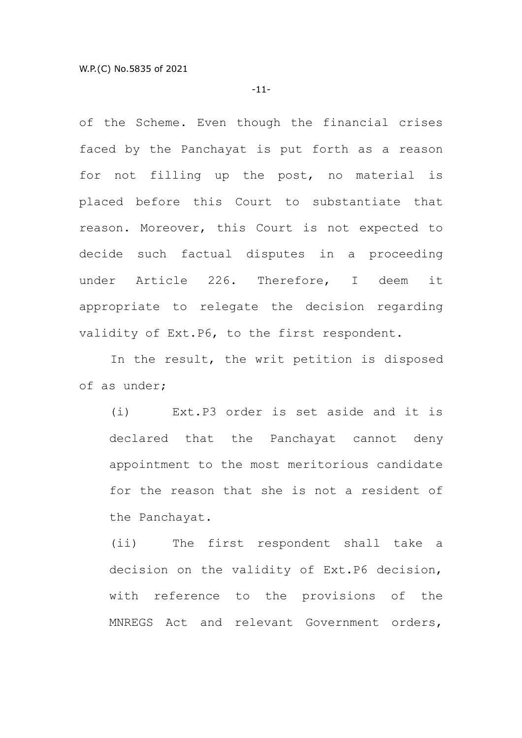of the Scheme. Even though the financial crises faced by the Panchayat is put forth as a reason for not filling up the post, no material is placed before this Court to substantiate that reason. Moreover, this Court is not expected to decide such factual disputes in a proceeding under Article 226. Therefore, I deem it appropriate to relegate the decision regarding validity of Ext.P6, to the first respondent.

In the result, the writ petition is disposed of as under;

(i) Ext.P3 order is set aside and it is declared that the Panchayat cannot deny appointment to the most meritorious candidate for the reason that she is not a resident of the Panchayat.

(ii) The first respondent shall take a decision on the validity of Ext.P6 decision, with reference to the provisions of the MNREGS Act and relevant Government orders,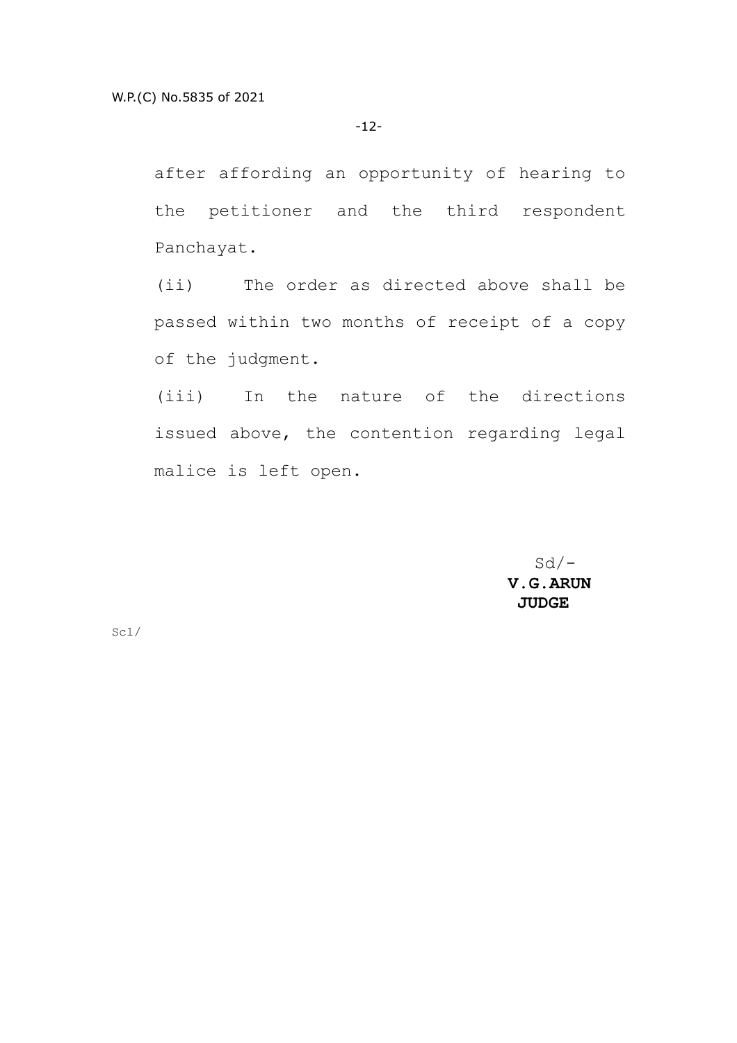after affording an opportunity of hearing to the petitioner and the third respondent Panchayat.

(ii) The order as directed above shall be passed within two months of receipt of a copy of the judgment.

(iii) In the nature of the directions issued above, the contention regarding legal malice is left open.

Sd/-
**V.G.ARUN**
**JUDGE**

Scl/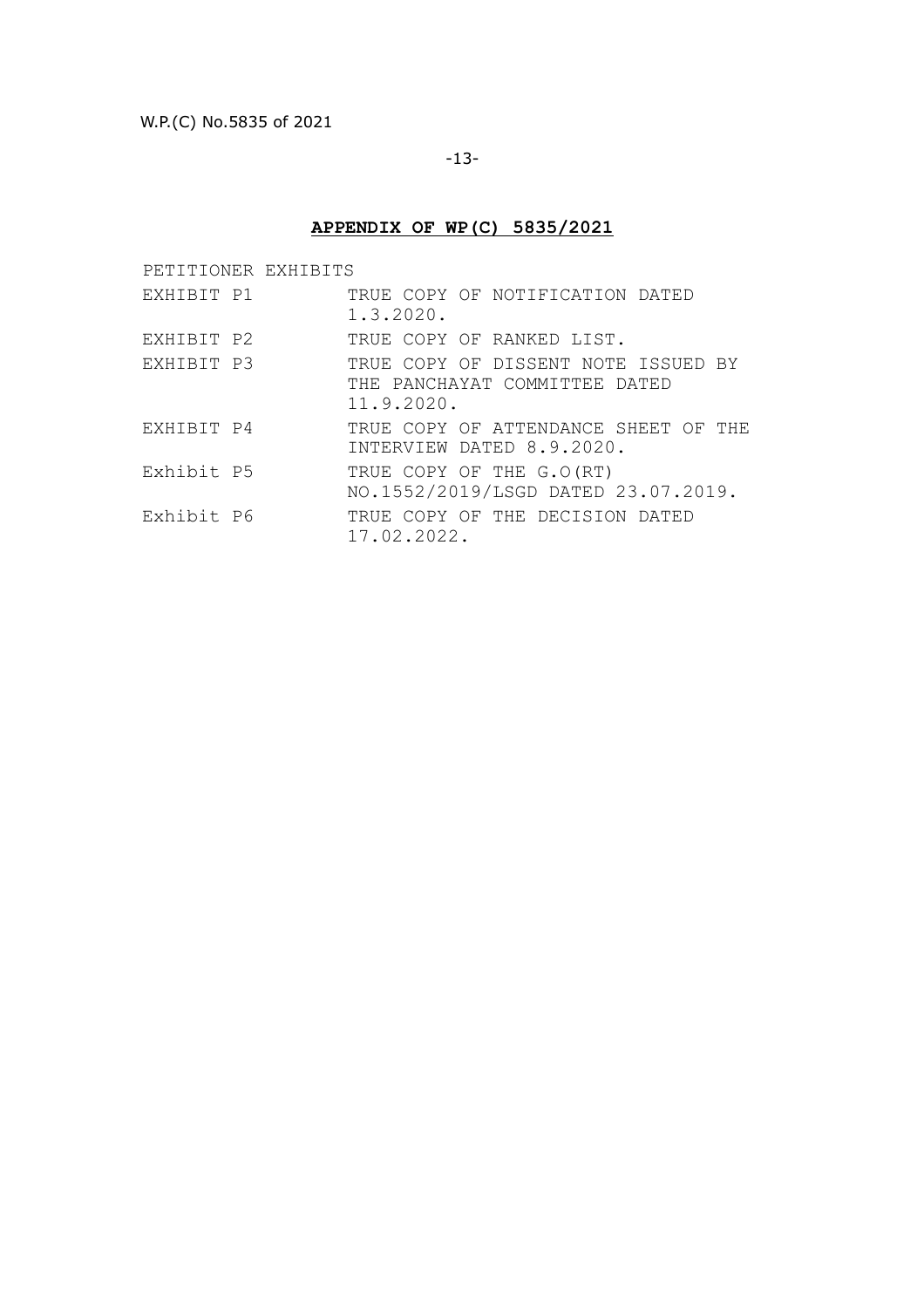## **APPENDIX OF WP(C) 5835/2021**

PETITIONER EXHIBITS

| | |
|---|---|
| EXHIBIT P1 | TRUE COPY OF NOTIFICATION DATED 1.3.2020. |
| EXHIBIT P2 | TRUE COPY OF RANKED LIST. |
| EXHIBIT P3 | TRUE COPY OF DISSENT NOTE ISSUED BY THE PANCHAYAT COMMITTEE DATED 11.9.2020. |
| EXHIBIT P4 | TRUE COPY OF ATTENDANCE SHEET OF THE INTERVIEW DATED 8.9.2020. |
| Exhibit P5 | TRUE COPY OF THE G.O(RT) NO.1552/2019/LSGD DATED 23.07.2019. |
| Exhibit P6 | TRUE COPY OF THE DECISION DATED 17.02.2022. |